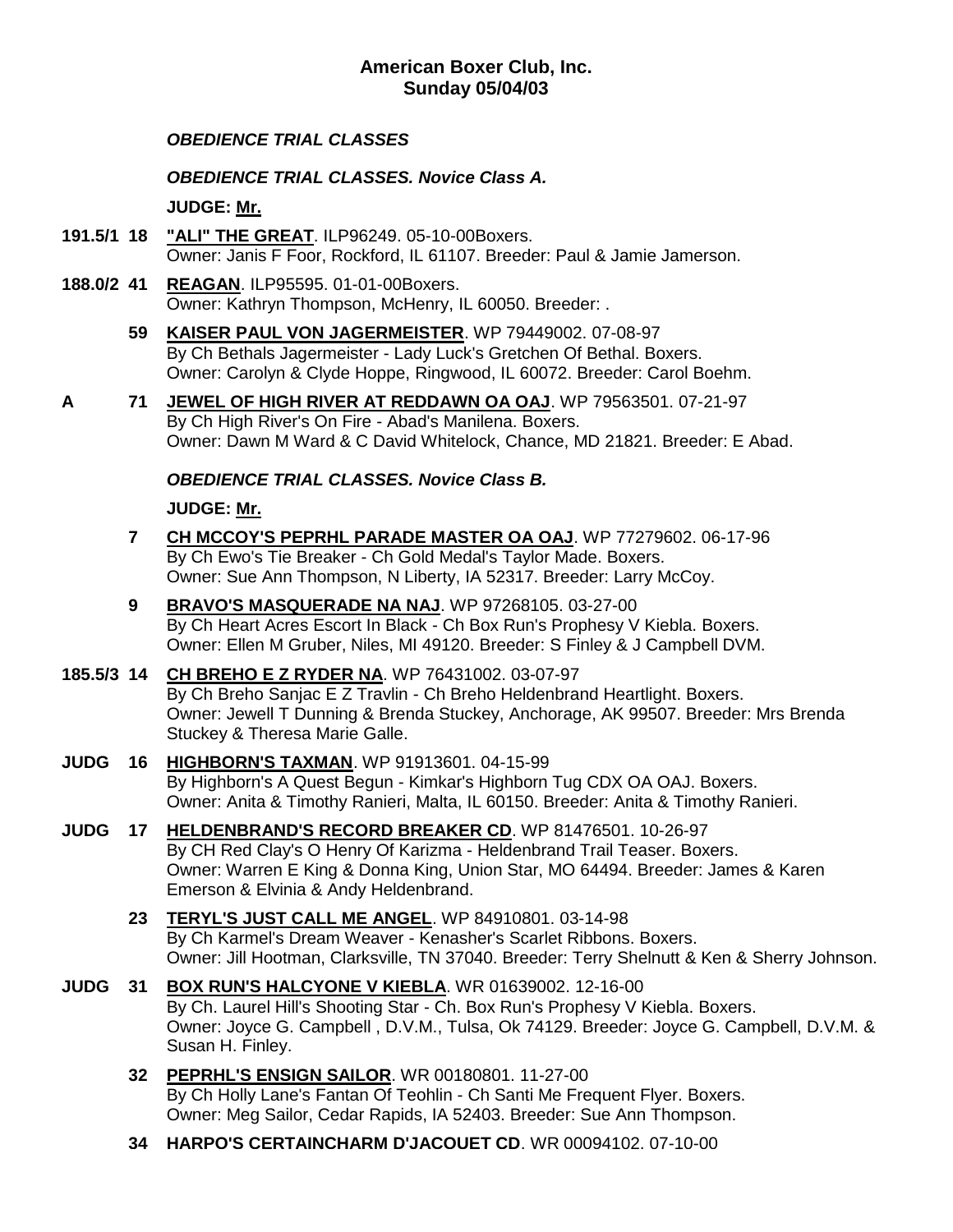**American Boxer Club, Inc.**
**Sunday 05/04/03**

***OBEDIENCE TRIAL CLASSES***

***OBEDIENCE TRIAL CLASSES. Novice Class A.***

**JUDGE: Mr.**

**191.5/1 18** **"ALI" THE GREAT**. ILP96249. 05-10-00Boxers.
Owner: Janis F Foor, Rockford, IL 61107. Breeder: Paul & Jamie Jamerson.

**188.0/2 41** **REAGAN**. ILP95595. 01-01-00Boxers.
Owner: Kathryn Thompson, McHenry, IL 60050. Breeder: .

**59** **KAISER PAUL VON JAGERMEISTER**. WP 79449002. 07-08-97
By Ch Bethals Jagermeister - Lady Luck's Gretchen Of Bethal. Boxers.
Owner: Carolyn & Clyde Hoppe, Ringwood, IL 60072. Breeder: Carol Boehm.

**A 71** **JEWEL OF HIGH RIVER AT REDDAWN OA OAJ**. WP 79563501. 07-21-97
By Ch High River's On Fire - Abad's Manilena. Boxers.
Owner: Dawn M Ward & C David Whitelock, Chance, MD 21821. Breeder: E Abad.

***OBEDIENCE TRIAL CLASSES. Novice Class B.***

**JUDGE: Mr.**

**7** **CH MCCOY'S PEPRHL PARADE MASTER OA OAJ**. WP 77279602. 06-17-96
By Ch Ewo's Tie Breaker - Ch Gold Medal's Taylor Made. Boxers.
Owner: Sue Ann Thompson, N Liberty, IA 52317. Breeder: Larry McCoy.

**9** **BRAVO'S MASQUERADE NA NAJ**. WP 97268105. 03-27-00
By Ch Heart Acres Escort In Black - Ch Box Run's Prophesy V Kiebla. Boxers.
Owner: Ellen M Gruber, Niles, MI 49120. Breeder: S Finley & J Campbell DVM.

**185.5/3 14** **CH BREHO E Z RYDER NA**. WP 76431002. 03-07-97
By Ch Breho Sanjac E Z Travlin - Ch Breho Heldenbrand Heartlight. Boxers.
Owner: Jewell T Dunning & Brenda Stuckey, Anchorage, AK 99507. Breeder: Mrs Brenda Stuckey & Theresa Marie Galle.

**JUDG 16** **HIGHBORN'S TAXMAN**. WP 91913601. 04-15-99
By Highborn's A Quest Begun - Kimkar's Highborn Tug CDX OA OAJ. Boxers.
Owner: Anita & Timothy Ranieri, Malta, IL 60150. Breeder: Anita & Timothy Ranieri.

**JUDG 17** **HELDENBRAND'S RECORD BREAKER CD**. WP 81476501. 10-26-97
By CH Red Clay's O Henry Of Karizma - Heldenbrand Trail Teaser. Boxers.
Owner: Warren E King & Donna King, Union Star, MO 64494. Breeder: James & Karen Emerson & Elvinia & Andy Heldenbrand.

**23** **TERYL'S JUST CALL ME ANGEL**. WP 84910801. 03-14-98
By Ch Karmel's Dream Weaver - Kenasher's Scarlet Ribbons. Boxers.
Owner: Jill Hootman, Clarksville, TN 37040. Breeder: Terry Shelnutt & Ken & Sherry Johnson.

**JUDG 31** **BOX RUN'S HALCYONE V KIEBLA**. WR 01639002. 12-16-00
By Ch. Laurel Hill's Shooting Star - Ch. Box Run's Prophesy V Kiebla. Boxers.
Owner: Joyce G. Campbell , D.V.M., Tulsa, Ok 74129. Breeder: Joyce G. Campbell, D.V.M. & Susan H. Finley.

**32** **PEPRHL'S ENSIGN SAILOR**. WR 00180801. 11-27-00
By Ch Holly Lane's Fantan Of Teohlin - Ch Santi Me Frequent Flyer. Boxers.
Owner: Meg Sailor, Cedar Rapids, IA 52403. Breeder: Sue Ann Thompson.

**34** **HARPO'S CERTAINCHARM D'JACOUET CD**. WR 00094102. 07-10-00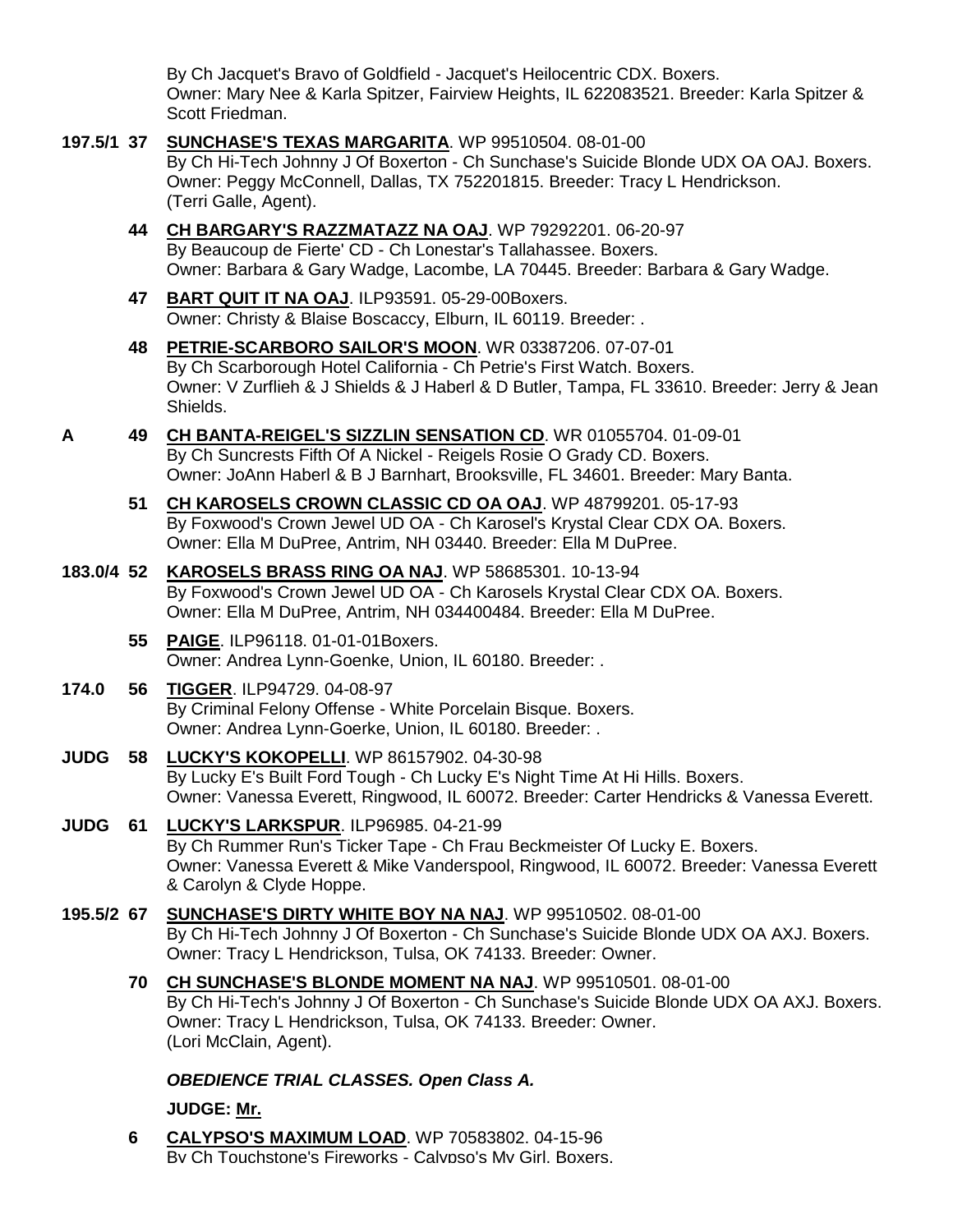By Ch Jacquet's Bravo of Goldfield - Jacquet's Heilocentric CDX. Boxers.
Owner: Mary Nee & Karla Spitzer, Fairview Heights, IL 622083521. Breeder: Karla Spitzer & Scott Friedman.

**197.5/1 37** **SUNCHASE'S TEXAS MARGARITA**. WP 99510504. 08-01-00
By Ch Hi-Tech Johnny J Of Boxerton - Ch Sunchase's Suicide Blonde UDX OA OAJ. Boxers.
Owner: Peggy McConnell, Dallas, TX 752201815. Breeder: Tracy L Hendrickson.
(Terri Galle, Agent).

**44** **CH BARGARY'S RAZZMATAZZ NA OAJ**. WP 79292201. 06-20-97
By Beaucoup de Fierte' CD - Ch Lonestar's Tallahassee. Boxers.
Owner: Barbara & Gary Wadge, Lacombe, LA 70445. Breeder: Barbara & Gary Wadge.

**47** **BART QUIT IT NA OAJ**. ILP93591. 05-29-00Boxers.
Owner: Christy & Blaise Boscaccy, Elburn, IL 60119. Breeder: .

**48** **PETRIE-SCARBORO SAILOR'S MOON**. WR 03387206. 07-07-01
By Ch Scarborough Hotel California - Ch Petrie's First Watch. Boxers.
Owner: V Zurflieh & J Shields & J Haberl & D Butler, Tampa, FL 33610. Breeder: Jerry & Jean Shields.

**A 49** **CH BANTA-REIGEL'S SIZZLIN SENSATION CD**. WR 01055704. 01-09-01
By Ch Suncrests Fifth Of A Nickel - Reigels Rosie O Grady CD. Boxers.
Owner: JoAnn Haberl & B J Barnhart, Brooksville, FL 34601. Breeder: Mary Banta.

**51** **CH KAROSELS CROWN CLASSIC CD OA OAJ**. WP 48799201. 05-17-93
By Foxwood's Crown Jewel UD OA - Ch Karosel's Krystal Clear CDX OA. Boxers.
Owner: Ella M DuPree, Antrim, NH 03440. Breeder: Ella M DuPree.

**183.0/4 52** **KAROSELS BRASS RING OA NAJ**. WP 58685301. 10-13-94
By Foxwood's Crown Jewel UD OA - Ch Karosels Krystal Clear CDX OA. Boxers.
Owner: Ella M DuPree, Antrim, NH 034400484. Breeder: Ella M DuPree.

**55** **PAIGE**. ILP96118. 01-01-01Boxers.
Owner: Andrea Lynn-Goenke, Union, IL 60180. Breeder: .

**174.0 56** **TIGGER**. ILP94729. 04-08-97
By Criminal Felony Offense - White Porcelain Bisque. Boxers.
Owner: Andrea Lynn-Goerke, Union, IL 60180. Breeder: .

**JUDG 58** **LUCKY'S KOKOPELLI**. WP 86157902. 04-30-98
By Lucky E's Built Ford Tough - Ch Lucky E's Night Time At Hi Hills. Boxers.
Owner: Vanessa Everett, Ringwood, IL 60072. Breeder: Carter Hendricks & Vanessa Everett.

**JUDG 61** **LUCKY'S LARKSPUR**. ILP96985. 04-21-99
By Ch Rummer Run's Ticker Tape - Ch Frau Beckmeister Of Lucky E. Boxers.
Owner: Vanessa Everett & Mike Vanderspool, Ringwood, IL 60072. Breeder: Vanessa Everett & Carolyn & Clyde Hoppe.

**195.5/2 67** **SUNCHASE'S DIRTY WHITE BOY NA NAJ**. WP 99510502. 08-01-00
By Ch Hi-Tech Johnny J Of Boxerton - Ch Sunchase's Suicide Blonde UDX OA AXJ. Boxers.
Owner: Tracy L Hendrickson, Tulsa, OK 74133. Breeder: Owner.

**70** **CH SUNCHASE'S BLONDE MOMENT NA NAJ**. WP 99510501. 08-01-00
By Ch Hi-Tech's Johnny J Of Boxerton - Ch Sunchase's Suicide Blonde UDX OA AXJ. Boxers.
Owner: Tracy L Hendrickson, Tulsa, OK 74133. Breeder: Owner.
(Lori McClain, Agent).

***OBEDIENCE TRIAL CLASSES. Open Class A.***

**JUDGE: Mr.**

**6** **CALYPSO'S MAXIMUM LOAD**. WP 70583802. 04-15-96
By Ch Touchstone's Fireworks - Calypso's My Girl. Boxers.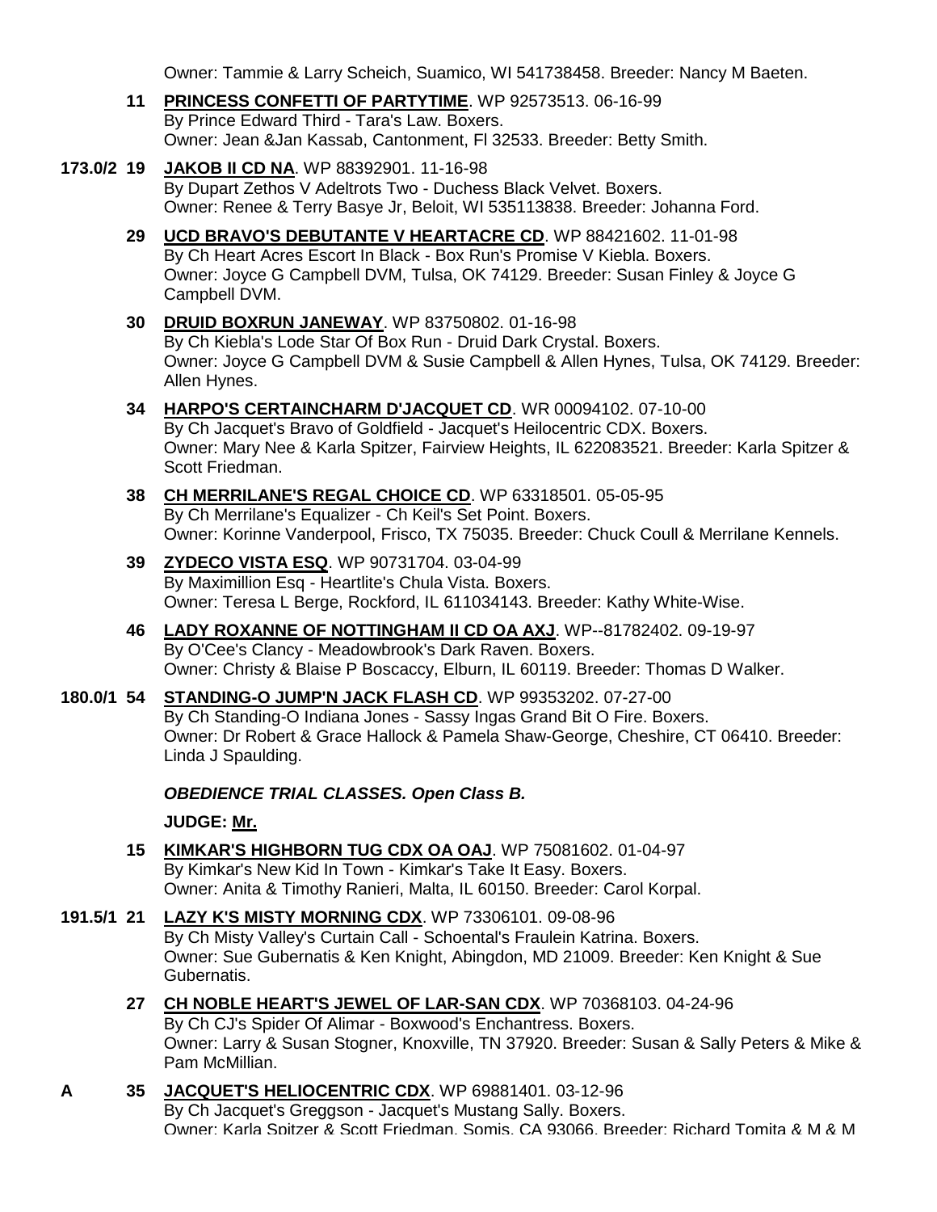Owner: Tammie & Larry Scheich, Suamico, WI 541738458. Breeder: Nancy M Baeten.

**11** **PRINCESS CONFETTI OF PARTYTIME**. WP 92573513. 06-16-99
By Prince Edward Third - Tara's Law. Boxers.
Owner: Jean &Jan Kassab, Cantonment, Fl 32533. Breeder: Betty Smith.

**173.0/2 19** **JAKOB II CD NA**. WP 88392901. 11-16-98
By Dupart Zethos V Adeltrots Two - Duchess Black Velvet. Boxers.
Owner: Renee & Terry Basye Jr, Beloit, WI 535113838. Breeder: Johanna Ford.

**29** **UCD BRAVO'S DEBUTANTE V HEARTACRE CD**. WP 88421602. 11-01-98
By Ch Heart Acres Escort In Black - Box Run's Promise V Kiebla. Boxers.
Owner: Joyce G Campbell DVM, Tulsa, OK 74129. Breeder: Susan Finley & Joyce G Campbell DVM.

**30** **DRUID BOXRUN JANEWAY**. WP 83750802. 01-16-98
By Ch Kiebla's Lode Star Of Box Run - Druid Dark Crystal. Boxers.
Owner: Joyce G Campbell DVM & Susie Campbell & Allen Hynes, Tulsa, OK 74129. Breeder: Allen Hynes.

**34** **HARPO'S CERTAINCHARM D'JACQUET CD**. WR 00094102. 07-10-00
By Ch Jacquet's Bravo of Goldfield - Jacquet's Heilocentric CDX. Boxers.
Owner: Mary Nee & Karla Spitzer, Fairview Heights, IL 622083521. Breeder: Karla Spitzer & Scott Friedman.

**38** **CH MERRILANE'S REGAL CHOICE CD**. WP 63318501. 05-05-95
By Ch Merrilane's Equalizer - Ch Keil's Set Point. Boxers.
Owner: Korinne Vanderpool, Frisco, TX 75035. Breeder: Chuck Coull & Merrilane Kennels.

**39** **ZYDECO VISTA ESQ**. WP 90731704. 03-04-99
By Maximillion Esq - Heartlite's Chula Vista. Boxers.
Owner: Teresa L Berge, Rockford, IL 611034143. Breeder: Kathy White-Wise.

**46** **LADY ROXANNE OF NOTTINGHAM II CD OA AXJ**. WP--81782402. 09-19-97
By O'Cee's Clancy - Meadowbrook's Dark Raven. Boxers.
Owner: Christy & Blaise P Boscaccy, Elburn, IL 60119. Breeder: Thomas D Walker.

**180.0/1 54** **STANDING-O JUMP'N JACK FLASH CD**. WP 99353202. 07-27-00
By Ch Standing-O Indiana Jones - Sassy Ingas Grand Bit O Fire. Boxers.
Owner: Dr Robert & Grace Hallock & Pamela Shaw-George, Cheshire, CT 06410. Breeder: Linda J Spaulding.

***OBEDIENCE TRIAL CLASSES. Open Class B.***

**JUDGE: Mr.**

**15** **KIMKAR'S HIGHBORN TUG CDX OA OAJ**. WP 75081602. 01-04-97
By Kimkar's New Kid In Town - Kimkar's Take It Easy. Boxers.
Owner: Anita & Timothy Ranieri, Malta, IL 60150. Breeder: Carol Korpal.

**191.5/1 21** **LAZY K'S MISTY MORNING CDX**. WP 73306101. 09-08-96
By Ch Misty Valley's Curtain Call - Schoental's Fraulein Katrina. Boxers.
Owner: Sue Gubernatis & Ken Knight, Abingdon, MD 21009. Breeder: Ken Knight & Sue Gubernatis.

**27** **CH NOBLE HEART'S JEWEL OF LAR-SAN CDX**. WP 70368103. 04-24-96
By Ch CJ's Spider Of Alimar - Boxwood's Enchantress. Boxers.
Owner: Larry & Susan Stogner, Knoxville, TN 37920. Breeder: Susan & Sally Peters & Mike & Pam McMillian.

**A 35** **JACQUET'S HELIOCENTRIC CDX**. WP 69881401. 03-12-96
By Ch Jacquet's Greggson - Jacquet's Mustang Sally. Boxers.
Owner: Karla Spitzer & Scott Friedman, Somis, CA 93066. Breeder: Richard Tomita & M & M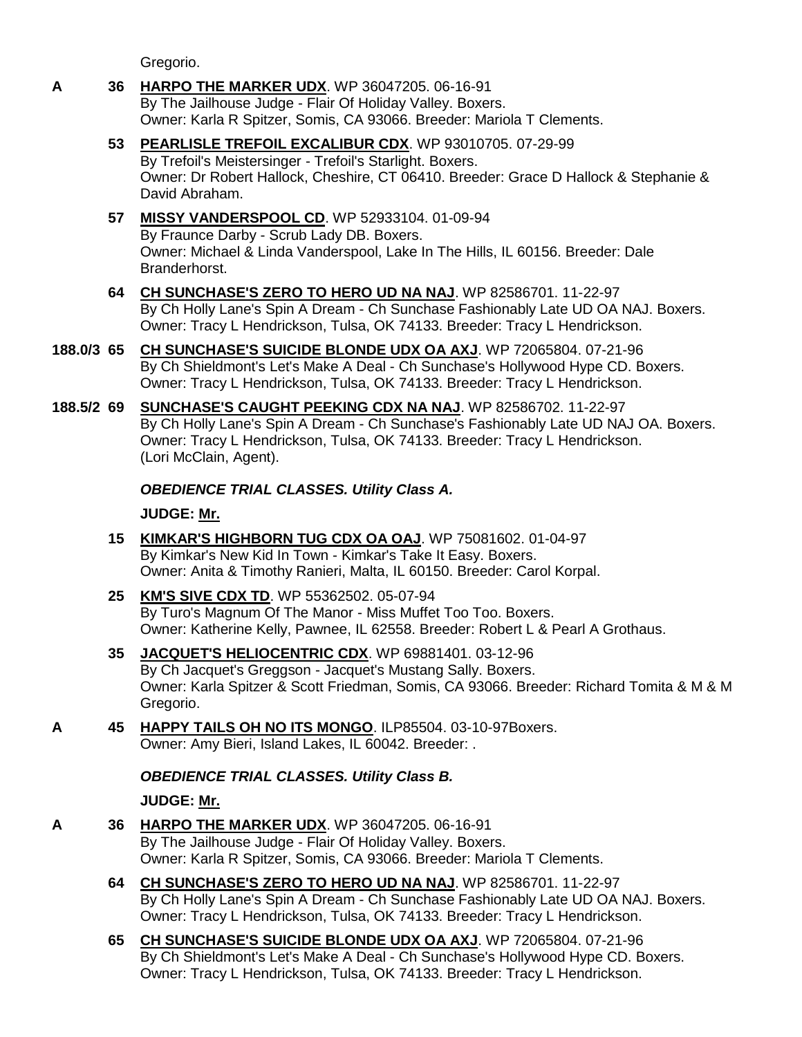Gregorio.

**A** **36** **HARPO THE MARKER UDX**. WP 36047205. 06-16-91
By The Jailhouse Judge - Flair Of Holiday Valley. Boxers.
Owner: Karla R Spitzer, Somis, CA 93066. Breeder: Mariola T Clements.

**53** **PEARLISLE TREFOIL EXCALIBUR CDX**. WP 93010705. 07-29-99
By Trefoil's Meistersinger - Trefoil's Starlight. Boxers.
Owner: Dr Robert Hallock, Cheshire, CT 06410. Breeder: Grace D Hallock & Stephanie & David Abraham.

**57** **MISSY VANDERSPOOL CD**. WP 52933104. 01-09-94
By Fraunce Darby - Scrub Lady DB. Boxers.
Owner: Michael & Linda Vanderspool, Lake In The Hills, IL 60156. Breeder: Dale Branderhorst.

**64** **CH SUNCHASE'S ZERO TO HERO UD NA NAJ**. WP 82586701. 11-22-97
By Ch Holly Lane's Spin A Dream - Ch Sunchase Fashionably Late UD OA NAJ. Boxers.
Owner: Tracy L Hendrickson, Tulsa, OK 74133. Breeder: Tracy L Hendrickson.

**188.0/3** **65** **CH SUNCHASE'S SUICIDE BLONDE UDX OA AXJ**. WP 72065804. 07-21-96
By Ch Shieldmont's Let's Make A Deal - Ch Sunchase's Hollywood Hype CD. Boxers.
Owner: Tracy L Hendrickson, Tulsa, OK 74133. Breeder: Tracy L Hendrickson.

**188.5/2** **69** **SUNCHASE'S CAUGHT PEEKING CDX NA NAJ**. WP 82586702. 11-22-97
By Ch Holly Lane's Spin A Dream - Ch Sunchase's Fashionably Late UD NAJ OA. Boxers.
Owner: Tracy L Hendrickson, Tulsa, OK 74133. Breeder: Tracy L Hendrickson.
(Lori McClain, Agent).

### *OBEDIENCE TRIAL CLASSES. Utility Class A.*

**JUDGE: Mr.**

**15** **KIMKAR'S HIGHBORN TUG CDX OA OAJ**. WP 75081602. 01-04-97
By Kimkar's New Kid In Town - Kimkar's Take It Easy. Boxers.
Owner: Anita & Timothy Ranieri, Malta, IL 60150. Breeder: Carol Korpal.

**25** **KM'S SIVE CDX TD**. WP 55362502. 05-07-94
By Turo's Magnum Of The Manor - Miss Muffet Too Too. Boxers.
Owner: Katherine Kelly, Pawnee, IL 62558. Breeder: Robert L & Pearl A Grothaus.

**35** **JACQUET'S HELIOCENTRIC CDX**. WP 69881401. 03-12-96
By Ch Jacquet's Greggson - Jacquet's Mustang Sally. Boxers.
Owner: Karla Spitzer & Scott Friedman, Somis, CA 93066. Breeder: Richard Tomita & M & M Gregorio.

**A** **45** **HAPPY TAILS OH NO ITS MONGO**. ILP85504. 03-10-97Boxers.
Owner: Amy Bieri, Island Lakes, IL 60042. Breeder: .

### *OBEDIENCE TRIAL CLASSES. Utility Class B.*

**JUDGE: Mr.**

**A** **36** **HARPO THE MARKER UDX**. WP 36047205. 06-16-91
By The Jailhouse Judge - Flair Of Holiday Valley. Boxers.
Owner: Karla R Spitzer, Somis, CA 93066. Breeder: Mariola T Clements.

**64** **CH SUNCHASE'S ZERO TO HERO UD NA NAJ**. WP 82586701. 11-22-97
By Ch Holly Lane's Spin A Dream - Ch Sunchase Fashionably Late UD OA NAJ. Boxers.
Owner: Tracy L Hendrickson, Tulsa, OK 74133. Breeder: Tracy L Hendrickson.

**65** **CH SUNCHASE'S SUICIDE BLONDE UDX OA AXJ**. WP 72065804. 07-21-96
By Ch Shieldmont's Let's Make A Deal - Ch Sunchase's Hollywood Hype CD. Boxers.
Owner: Tracy L Hendrickson, Tulsa, OK 74133. Breeder: Tracy L Hendrickson.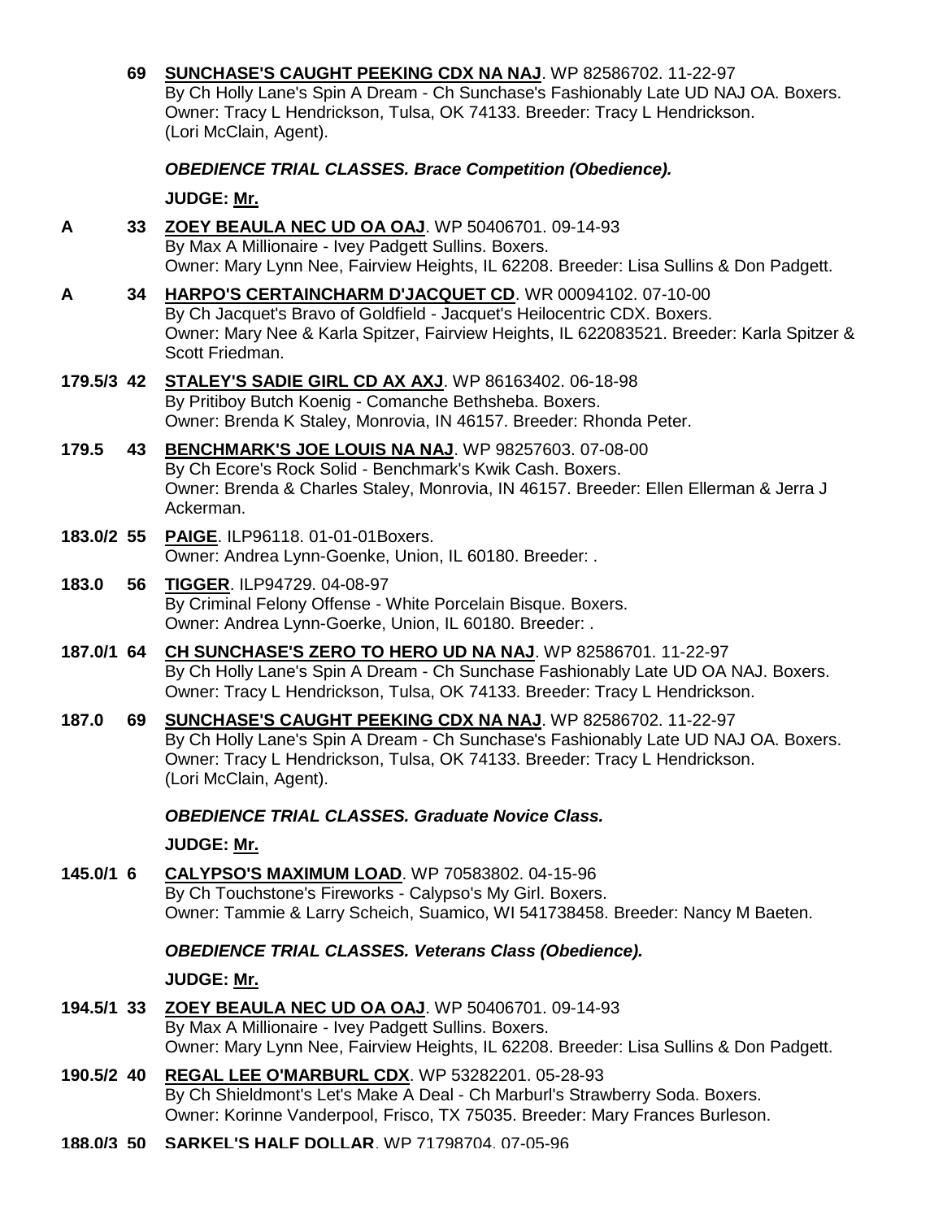69 **SUNCHASE'S CAUGHT PEEKING CDX NA NAJ**. WP 82586702. 11-22-97
By Ch Holly Lane's Spin A Dream - Ch Sunchase's Fashionably Late UD NAJ OA. Boxers.
Owner: Tracy L Hendrickson, Tulsa, OK 74133. Breeder: Tracy L Hendrickson.
(Lori McClain, Agent).

### *OBEDIENCE TRIAL CLASSES. Brace Competition (Obedience).*

**JUDGE: Mr.**

**A** 33 **ZOEY BEAULA NEC UD OA OAJ**. WP 50406701. 09-14-93
By Max A Millionaire - Ivey Padgett Sullins. Boxers.
Owner: Mary Lynn Nee, Fairview Heights, IL 62208. Breeder: Lisa Sullins & Don Padgett.

**A** 34 **HARPO'S CERTAINCHARM D'JACQUET CD**. WR 00094102. 07-10-00
By Ch Jacquet's Bravo of Goldfield - Jacquet's Heilocentric CDX. Boxers.
Owner: Mary Nee & Karla Spitzer, Fairview Heights, IL 622083521. Breeder: Karla Spitzer & Scott Friedman.

**179.5/3** 42 **STALEY'S SADIE GIRL CD AX AXJ**. WP 86163402. 06-18-98
By Pritiboy Butch Koenig - Comanche Bethsheba. Boxers.
Owner: Brenda K Staley, Monrovia, IN 46157. Breeder: Rhonda Peter.

**179.5** 43 **BENCHMARK'S JOE LOUIS NA NAJ**. WP 98257603. 07-08-00
By Ch Ecore's Rock Solid - Benchmark's Kwik Cash. Boxers.
Owner: Brenda & Charles Staley, Monrovia, IN 46157. Breeder: Ellen Ellerman & Jerra J Ackerman.

**183.0/2** 55 **PAIGE**. ILP96118. 01-01-01Boxers.
Owner: Andrea Lynn-Goenke, Union, IL 60180. Breeder: .

**183.0** 56 **TIGGER**. ILP94729. 04-08-97
By Criminal Felony Offense - White Porcelain Bisque. Boxers.
Owner: Andrea Lynn-Goerke, Union, IL 60180. Breeder: .

**187.0/1** 64 **CH SUNCHASE'S ZERO TO HERO UD NA NAJ**. WP 82586701. 11-22-97
By Ch Holly Lane's Spin A Dream - Ch Sunchase Fashionably Late UD OA NAJ. Boxers.
Owner: Tracy L Hendrickson, Tulsa, OK 74133. Breeder: Tracy L Hendrickson.

**187.0** 69 **SUNCHASE'S CAUGHT PEEKING CDX NA NAJ**. WP 82586702. 11-22-97
By Ch Holly Lane's Spin A Dream - Ch Sunchase's Fashionably Late UD NAJ OA. Boxers.
Owner: Tracy L Hendrickson, Tulsa, OK 74133. Breeder: Tracy L Hendrickson.
(Lori McClain, Agent).

### *OBEDIENCE TRIAL CLASSES. Graduate Novice Class.*

**JUDGE: Mr.**

**145.0/1** 6 **CALYPSO'S MAXIMUM LOAD**. WP 70583802. 04-15-96
By Ch Touchstone's Fireworks - Calypso's My Girl. Boxers.
Owner: Tammie & Larry Scheich, Suamico, WI 541738458. Breeder: Nancy M Baeten.

### *OBEDIENCE TRIAL CLASSES. Veterans Class (Obedience).*

**JUDGE: Mr.**

**194.5/1** 33 **ZOEY BEAULA NEC UD OA OAJ**. WP 50406701. 09-14-93
By Max A Millionaire - Ivey Padgett Sullins. Boxers.
Owner: Mary Lynn Nee, Fairview Heights, IL 62208. Breeder: Lisa Sullins & Don Padgett.

**190.5/2** 40 **REGAL LEE O'MARBURL CDX**. WP 53282201. 05-28-93
By Ch Shieldmont's Let's Make A Deal - Ch Marburl's Strawberry Soda. Boxers.
Owner: Korinne Vanderpool, Frisco, TX 75035. Breeder: Mary Frances Burleson.

**188.0/3** 50 **SARKEL'S HALF DOLLAR**. WP 71798704. 07-05-96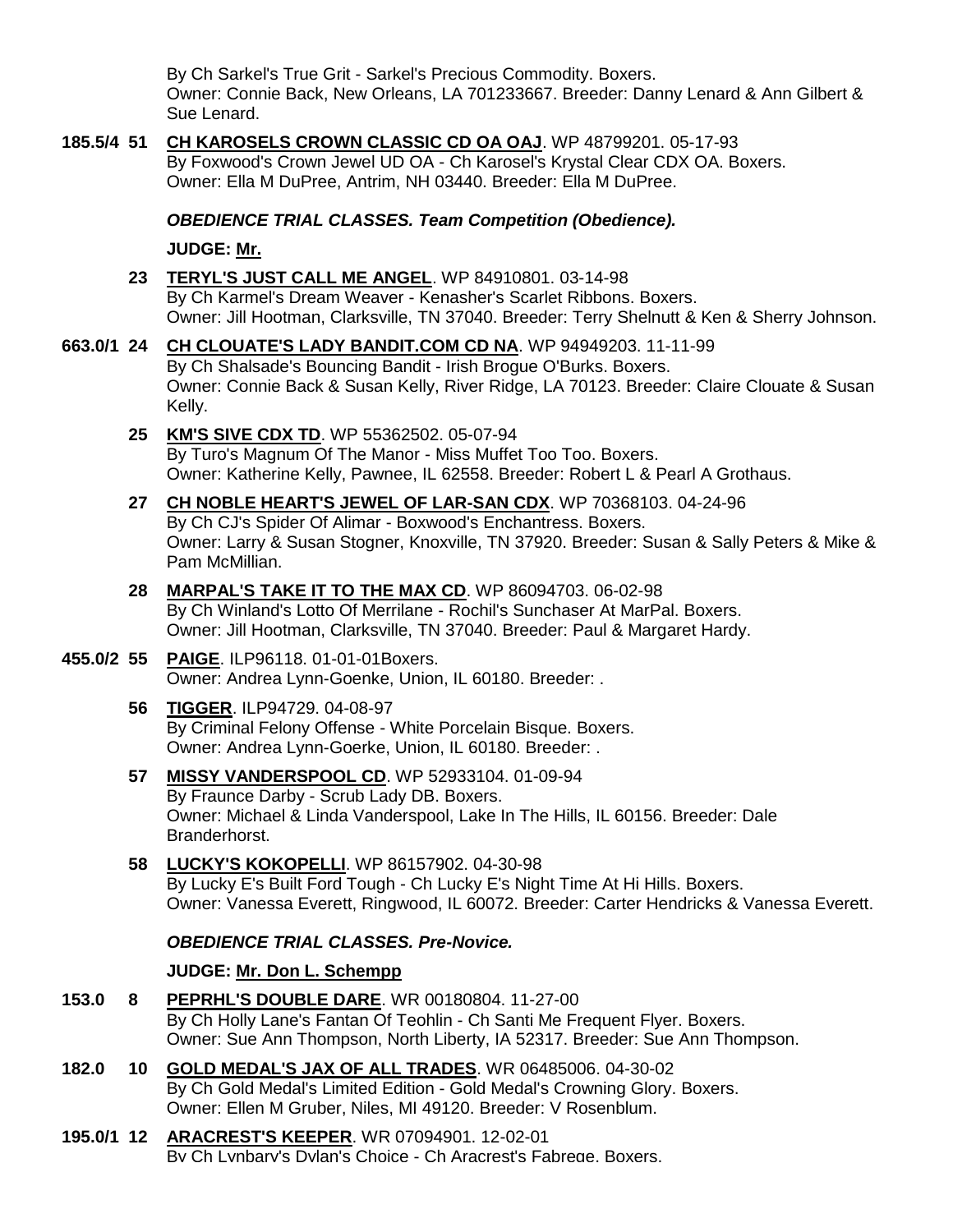By Ch Sarkel's True Grit - Sarkel's Precious Commodity. Boxers.
Owner: Connie Back, New Orleans, LA 701233667. Breeder: Danny Lenard & Ann Gilbert & Sue Lenard.

**185.5/4 51** **CH KAROSELS CROWN CLASSIC CD OA OAJ**. WP 48799201. 05-17-93
By Foxwood's Crown Jewel UD OA - Ch Karosel's Krystal Clear CDX OA. Boxers.
Owner: Ella M DuPree, Antrim, NH 03440. Breeder: Ella M DuPree.

***OBEDIENCE TRIAL CLASSES. Team Competition (Obedience).***

**JUDGE: Mr.**

**23** **TERYL'S JUST CALL ME ANGEL**. WP 84910801. 03-14-98
By Ch Karmel's Dream Weaver - Kenasher's Scarlet Ribbons. Boxers.
Owner: Jill Hootman, Clarksville, TN 37040. Breeder: Terry Shelnutt & Ken & Sherry Johnson.

**663.0/1 24** **CH CLOUATE'S LADY BANDIT.COM CD NA**. WP 94949203. 11-11-99
By Ch Shalsade's Bouncing Bandit - Irish Brogue O'Burks. Boxers.
Owner: Connie Back & Susan Kelly, River Ridge, LA 70123. Breeder: Claire Clouate & Susan Kelly.

**25** **KM'S SIVE CDX TD**. WP 55362502. 05-07-94
By Turo's Magnum Of The Manor - Miss Muffet Too Too. Boxers.
Owner: Katherine Kelly, Pawnee, IL 62558. Breeder: Robert L & Pearl A Grothaus.

**27** **CH NOBLE HEART'S JEWEL OF LAR-SAN CDX**. WP 70368103. 04-24-96
By Ch CJ's Spider Of Alimar - Boxwood's Enchantress. Boxers.
Owner: Larry & Susan Stogner, Knoxville, TN 37920. Breeder: Susan & Sally Peters & Mike & Pam McMillian.

**28** **MARPAL'S TAKE IT TO THE MAX CD**. WP 86094703. 06-02-98
By Ch Winland's Lotto Of Merrilane - Rochil's Sunchaser At MarPal. Boxers.
Owner: Jill Hootman, Clarksville, TN 37040. Breeder: Paul & Margaret Hardy.

**455.0/2 55** **PAIGE**. ILP96118. 01-01-01Boxers.
Owner: Andrea Lynn-Goenke, Union, IL 60180. Breeder: .

**56** **TIGGER**. ILP94729. 04-08-97
By Criminal Felony Offense - White Porcelain Bisque. Boxers.
Owner: Andrea Lynn-Goerke, Union, IL 60180. Breeder: .

**57** **MISSY VANDERSPOOL CD**. WP 52933104. 01-09-94
By Fraunce Darby - Scrub Lady DB. Boxers.
Owner: Michael & Linda Vanderspool, Lake In The Hills, IL 60156. Breeder: Dale Branderhorst.

**58** **LUCKY'S KOKOPELLI**. WP 86157902. 04-30-98
By Lucky E's Built Ford Tough - Ch Lucky E's Night Time At Hi Hills. Boxers.
Owner: Vanessa Everett, Ringwood, IL 60072. Breeder: Carter Hendricks & Vanessa Everett.

***OBEDIENCE TRIAL CLASSES. Pre-Novice.***

**JUDGE: Mr. Don L. Schempp**

**153.0 8** **PEPRHL'S DOUBLE DARE**. WR 00180804. 11-27-00
By Ch Holly Lane's Fantan Of Teohlin - Ch Santi Me Frequent Flyer. Boxers.
Owner: Sue Ann Thompson, North Liberty, IA 52317. Breeder: Sue Ann Thompson.

**182.0 10** **GOLD MEDAL'S JAX OF ALL TRADES**. WR 06485006. 04-30-02
By Ch Gold Medal's Limited Edition - Gold Medal's Crowning Glory. Boxers.
Owner: Ellen M Gruber, Niles, MI 49120. Breeder: V Rosenblum.

**195.0/1 12** **ARACREST'S KEEPER**. WR 07094901. 12-02-01
By Ch Lynbary's Dylan's Choice - Ch Aracrest's Fabrege. Boxers.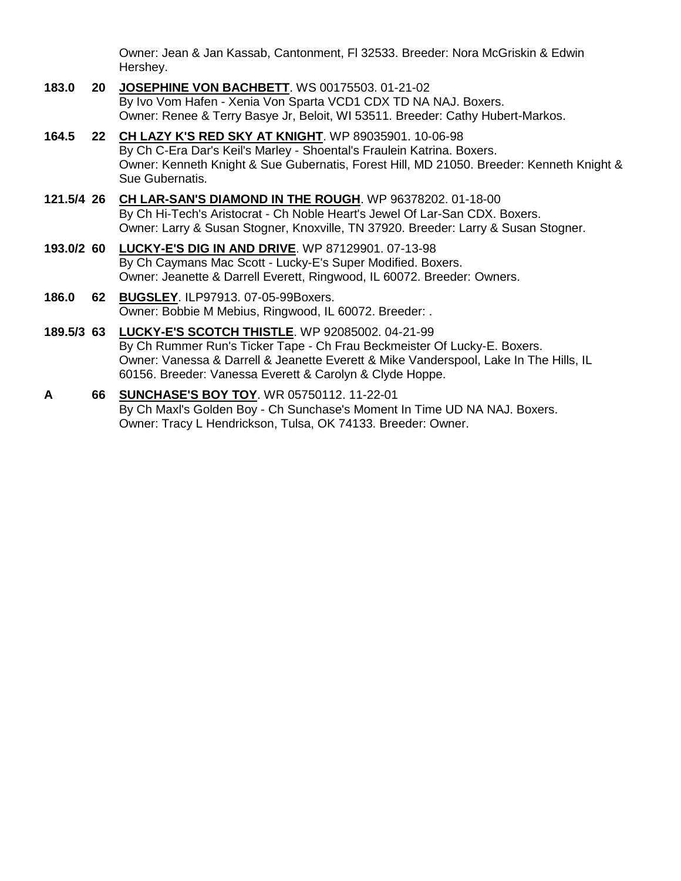Owner: Jean & Jan Kassab, Cantonment, Fl 32533. Breeder: Nora McGriskin & Edwin Hershey.

**183.0 20** **JOSEPHINE VON BACHBETT**. WS 00175503. 01-21-02
By Ivo Vom Hafen - Xenia Von Sparta VCD1 CDX TD NA NAJ. Boxers.
Owner: Renee & Terry Basye Jr, Beloit, WI 53511. Breeder: Cathy Hubert-Markos.

**164.5 22** **CH LAZY K'S RED SKY AT KNIGHT**. WP 89035901. 10-06-98
By Ch C-Era Dar's Keil's Marley - Shoental's Fraulein Katrina. Boxers.
Owner: Kenneth Knight & Sue Gubernatis, Forest Hill, MD 21050. Breeder: Kenneth Knight & Sue Gubernatis.

**121.5/4 26** **CH LAR-SAN'S DIAMOND IN THE ROUGH**. WP 96378202. 01-18-00
By Ch Hi-Tech's Aristocrat - Ch Noble Heart's Jewel Of Lar-San CDX. Boxers.
Owner: Larry & Susan Stogner, Knoxville, TN 37920. Breeder: Larry & Susan Stogner.

**193.0/2 60** **LUCKY-E'S DIG IN AND DRIVE**. WP 87129901. 07-13-98
By Ch Caymans Mac Scott - Lucky-E's Super Modified. Boxers.
Owner: Jeanette & Darrell Everett, Ringwood, IL 60072. Breeder: Owners.

**186.0 62** **BUGSLEY**. ILP97913. 07-05-99Boxers.
Owner: Bobbie M Mebius, Ringwood, IL 60072. Breeder: .

**189.5/3 63** **LUCKY-E'S SCOTCH THISTLE**. WP 92085002. 04-21-99
By Ch Rummer Run's Ticker Tape - Ch Frau Beckmeister Of Lucky-E. Boxers.
Owner: Vanessa & Darrell & Jeanette Everett & Mike Vanderspool, Lake In The Hills, IL 60156. Breeder: Vanessa Everett & Carolyn & Clyde Hoppe.

**A 66** **SUNCHASE'S BOY TOY**. WR 05750112. 11-22-01
By Ch Maxl's Golden Boy - Ch Sunchase's Moment In Time UD NA NAJ. Boxers.
Owner: Tracy L Hendrickson, Tulsa, OK 74133. Breeder: Owner.